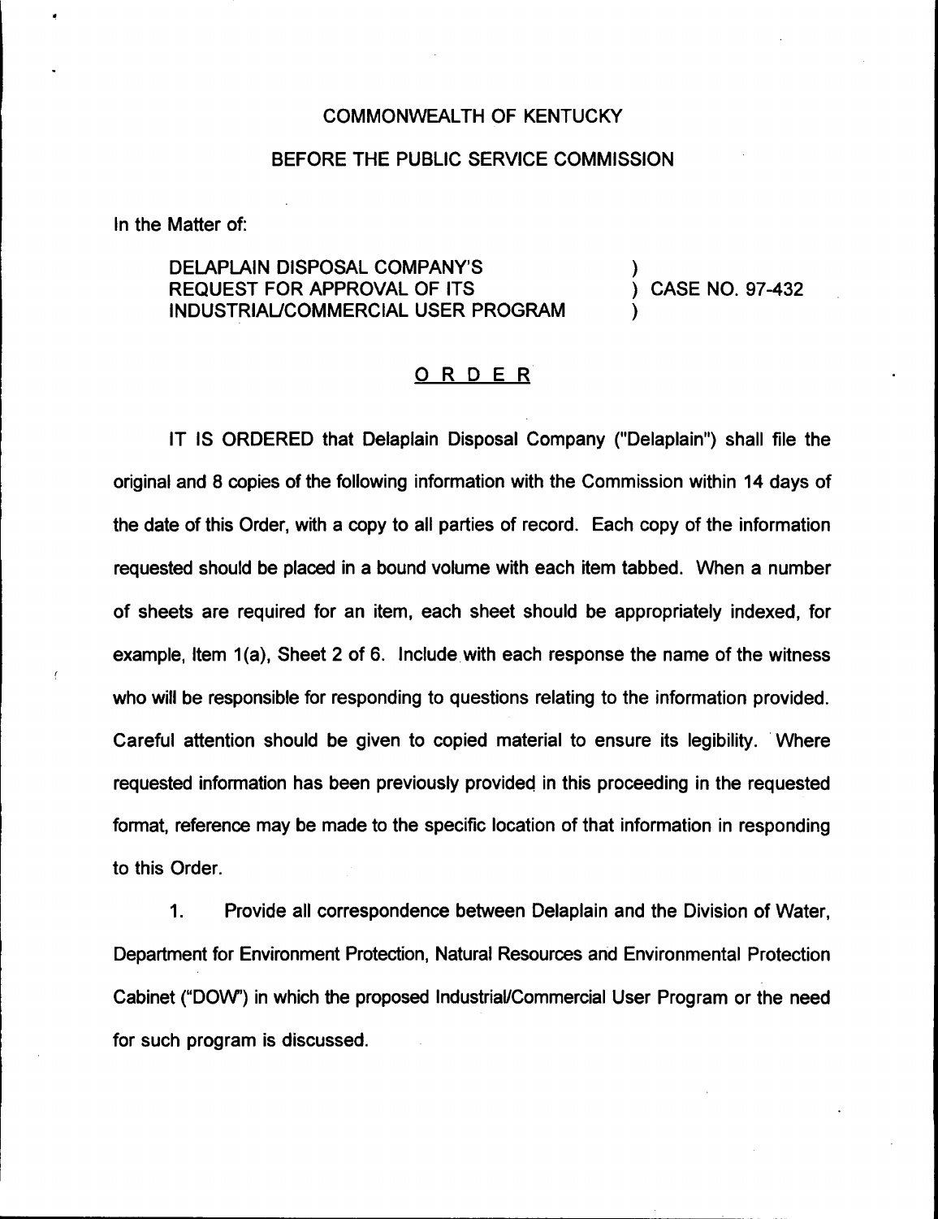COMMONWEALTH OF KENTUCKY

BEFORE THE PUBLIC SERVICE COMMISSION

In the Matter of:

DELAPLAIN DISPOSAL COMPANY'S REQUEST FOR APPROVAL OF ITS INDUSTRIAL/COMMERCIAL USER PROGRAM ) CASE NO. 97-432

## O R D E R

IT IS ORDERED that Delaplain Disposal Company ("Delaplain") shall file the original and 8 copies of the following information with the Commission within 14 days of the date of this Order, with a copy to all parties of record. Each copy of the information requested should be placed in a bound volume with each item tabbed. When a number of sheets are required for an item, each sheet should be appropriately indexed, for example, Item 1(a), Sheet 2 of 6. Include with each response the name of the witness who will be responsible for responding to questions relating to the information provided. Careful attention should be given to copied material to ensure its legibility. Where requested information has been previously provided in this proceeding in the requested format, reference may be made to the specific location of that information in responding to this Order.

1. Provide all correspondence between Delaplain and the Division of Water, Department for Environment Protection, Natural Resources and Environmental Protection Cabinet ("DOW") in which the proposed Industrial/Commercial User Program or the need for such program is discussed.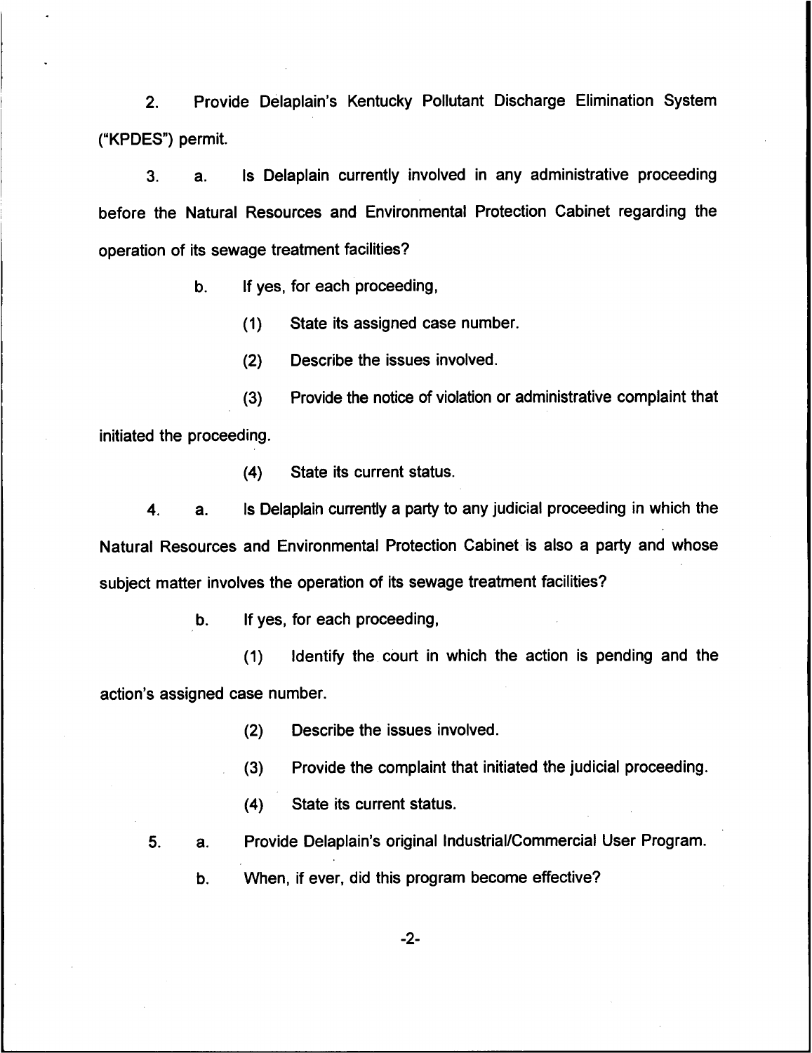2. Provide Delaplain's Kentucky Pollutant Discharge Elimination System ("KPDES") permit.

3. a. Is Delaplain currently involved in any administrative proceeding before the Natural Resources and Environmental Protection Cabinet regarding the operation of its sewage treatment facilities?

   b. If yes, for each proceeding,

      (1) State its assigned case number.

      (2) Describe the issues involved.

      (3) Provide the notice of violation or administrative complaint that initiated the proceeding.

      (4) State its current status.

4. a. Is Delaplain currently a party to any judicial proceeding in which the Natural Resources and Environmental Protection Cabinet is also a party and whose subject matter involves the operation of its sewage treatment facilities?

   b. If yes, for each proceeding,

      (1) Identify the court in which the action is pending and the action's assigned case number.

      (2) Describe the issues involved.

      (3) Provide the complaint that initiated the judicial proceeding.

      (4) State its current status.

5. a. Provide Delaplain's original Industrial/Commercial User Program.

   b. When, if ever, did this program become effective?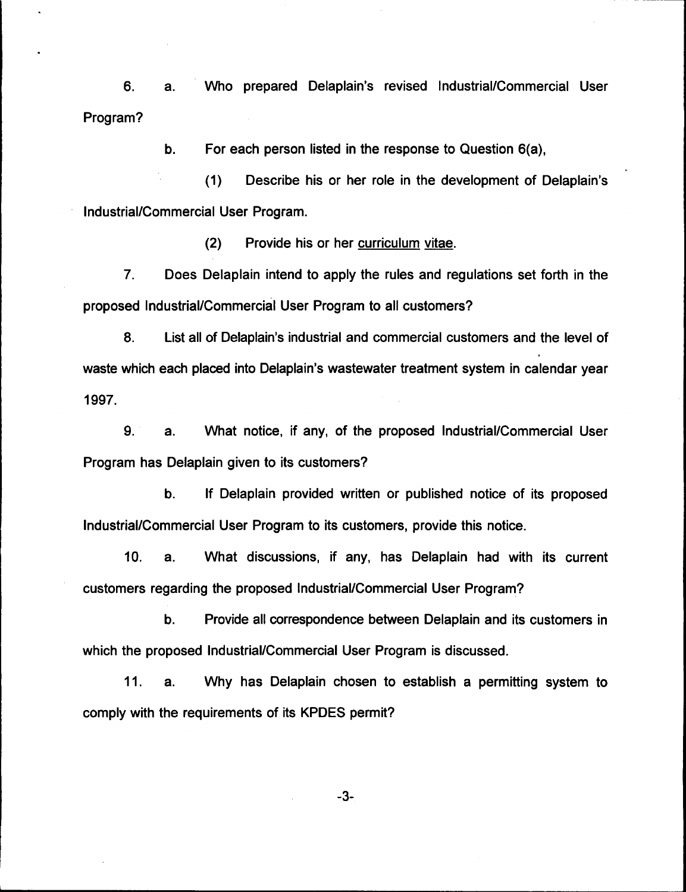6. a. Who prepared Delaplain's revised Industrial/Commercial User Program?

b. For each person listed in the response to Question 6(a),

(1) Describe his or her role in the development of Delaplain's Industrial/Commercial User Program.

(2) Provide his or her curriculum vitae.

7. Does Delaplain intend to apply the rules and regulations set forth in the proposed Industrial/Commercial User Program to all customers?

8. List all of Delaplain's industrial and commercial customers and the level of waste which each placed into Delaplain's wastewater treatment system in calendar year 1997.

9. a. What notice, if any, of the proposed Industrial/Commercial User Program has Delaplain given to its customers?

b. If Delaplain provided written or published notice of its proposed Industrial/Commercial User Program to its customers, provide this notice.

10. a. What discussions, if any, has Delaplain had with its current customers regarding the proposed Industrial/Commercial User Program?

b. Provide all correspondence between Delaplain and its customers in which the proposed Industrial/Commercial User Program is discussed.

11. a. Why has Delaplain chosen to establish a permitting system to comply with the requirements of its KPDES permit?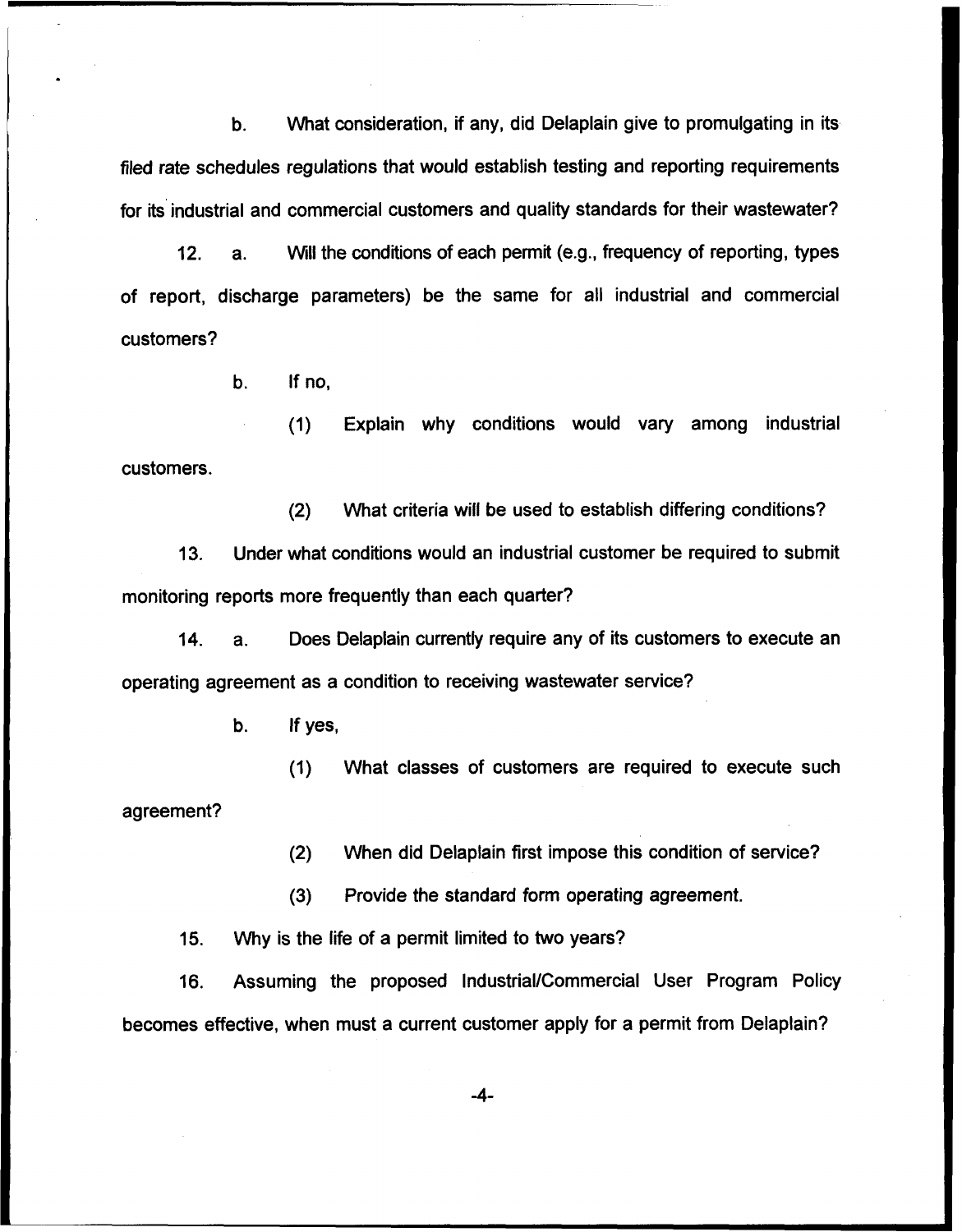b. What consideration, if any, did Delaplain give to promulgating in its filed rate schedules regulations that would establish testing and reporting requirements for its industrial and commercial customers and quality standards for their wastewater?

12. a. Will the conditions of each permit (e.g., frequency of reporting, types of report, discharge parameters) be the same for all industrial and commercial customers?

b. If no,

(1) Explain why conditions would vary among industrial customers.

(2) What criteria will be used to establish differing conditions?

13. Under what conditions would an industrial customer be required to submit monitoring reports more frequently than each quarter?

14. a. Does Delaplain currently require any of its customers to execute an operating agreement as a condition to receiving wastewater service?

b. If yes,

(1) What classes of customers are required to execute such agreement?

(2) When did Delaplain first impose this condition of service?

(3) Provide the standard form operating agreement.

15. Why is the life of a permit limited to two years?

16. Assuming the proposed Industrial/Commercial User Program Policy becomes effective, when must a current customer apply for a permit from Delaplain?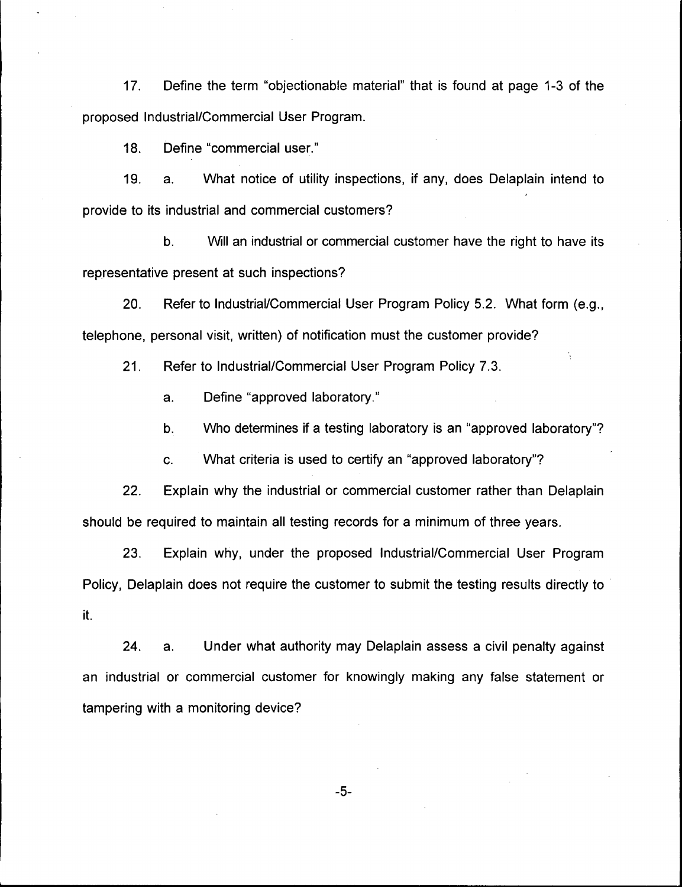17. Define the term "objectionable material" that is found at page 1-3 of the proposed Industrial/Commercial User Program.

18. Define "commercial user."

19. a. What notice of utility inspections, if any, does Delaplain intend to provide to its industrial and commercial customers?

    b. Will an industrial or commercial customer have the right to have its representative present at such inspections?

20. Refer to Industrial/Commercial User Program Policy 5.2. What form (e.g., telephone, personal visit, written) of notification must the customer provide?

21. Refer to Industrial/Commercial User Program Policy 7.3.

    a. Define "approved laboratory."

    b. Who determines if a testing laboratory is an "approved laboratory"?

    c. What criteria is used to certify an "approved laboratory"?

22. Explain why the industrial or commercial customer rather than Delaplain should be required to maintain all testing records for a minimum of three years.

23. Explain why, under the proposed Industrial/Commercial User Program Policy, Delaplain does not require the customer to submit the testing results directly to it.

24. a. Under what authority may Delaplain assess a civil penalty against an industrial or commercial customer for knowingly making any false statement or tampering with a monitoring device?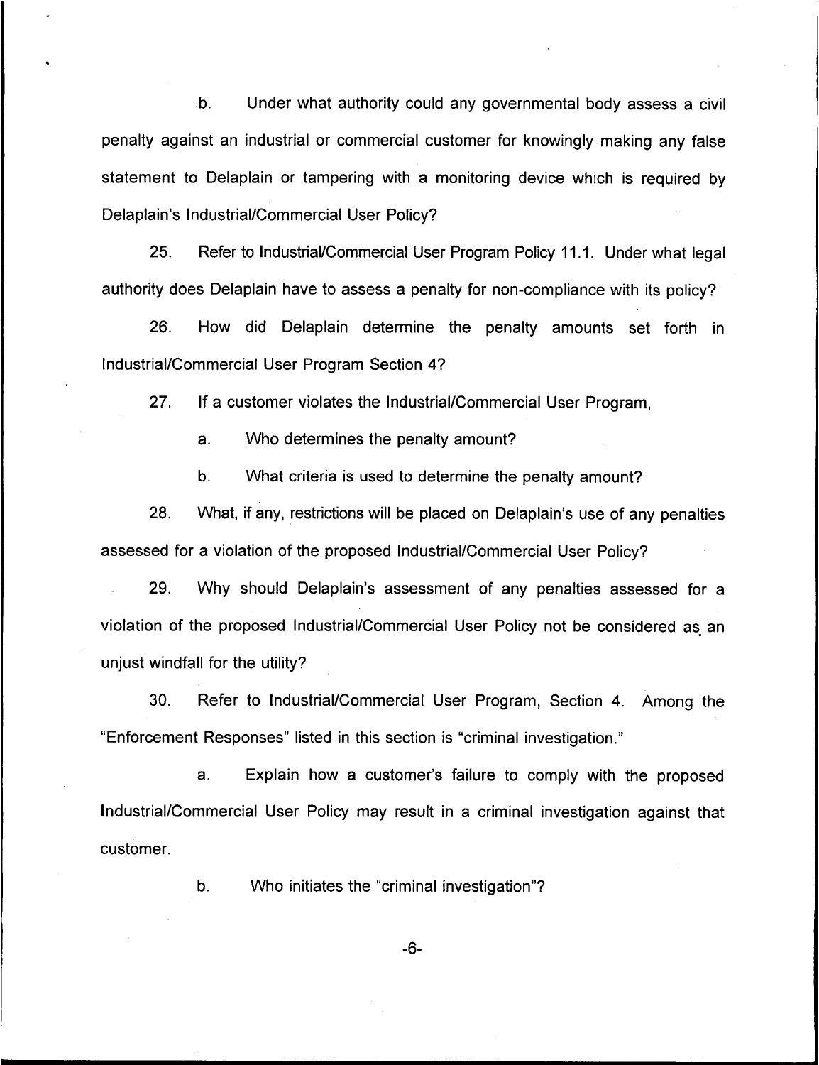b. Under what authority could any governmental body assess a civil penalty against an industrial or commercial customer for knowingly making any false statement to Delaplain or tampering with a monitoring device which is required by Delaplain's Industrial/Commercial User Policy?

25. Refer to Industrial/Commercial User Program Policy 11.1. Under what legal authority does Delaplain have to assess a penalty for non-compliance with its policy?

26. How did Delaplain determine the penalty amounts set forth in Industrial/Commercial User Program Section 4?

27. If a customer violates the Industrial/Commercial User Program,

a. Who determines the penalty amount?

b. What criteria is used to determine the penalty amount?

28. What, if any, restrictions will be placed on Delaplain's use of any penalties assessed for a violation of the proposed Industrial/Commercial User Policy?

29. Why should Delaplain's assessment of any penalties assessed for a violation of the proposed Industrial/Commercial User Policy not be considered as an unjust windfall for the utility?

30. Refer to Industrial/Commercial User Program, Section 4. Among the "Enforcement Responses" listed in this section is "criminal investigation."

a. Explain how a customer's failure to comply with the proposed Industrial/Commercial User Policy may result in a criminal investigation against that customer.

b. Who initiates the "criminal investigation"?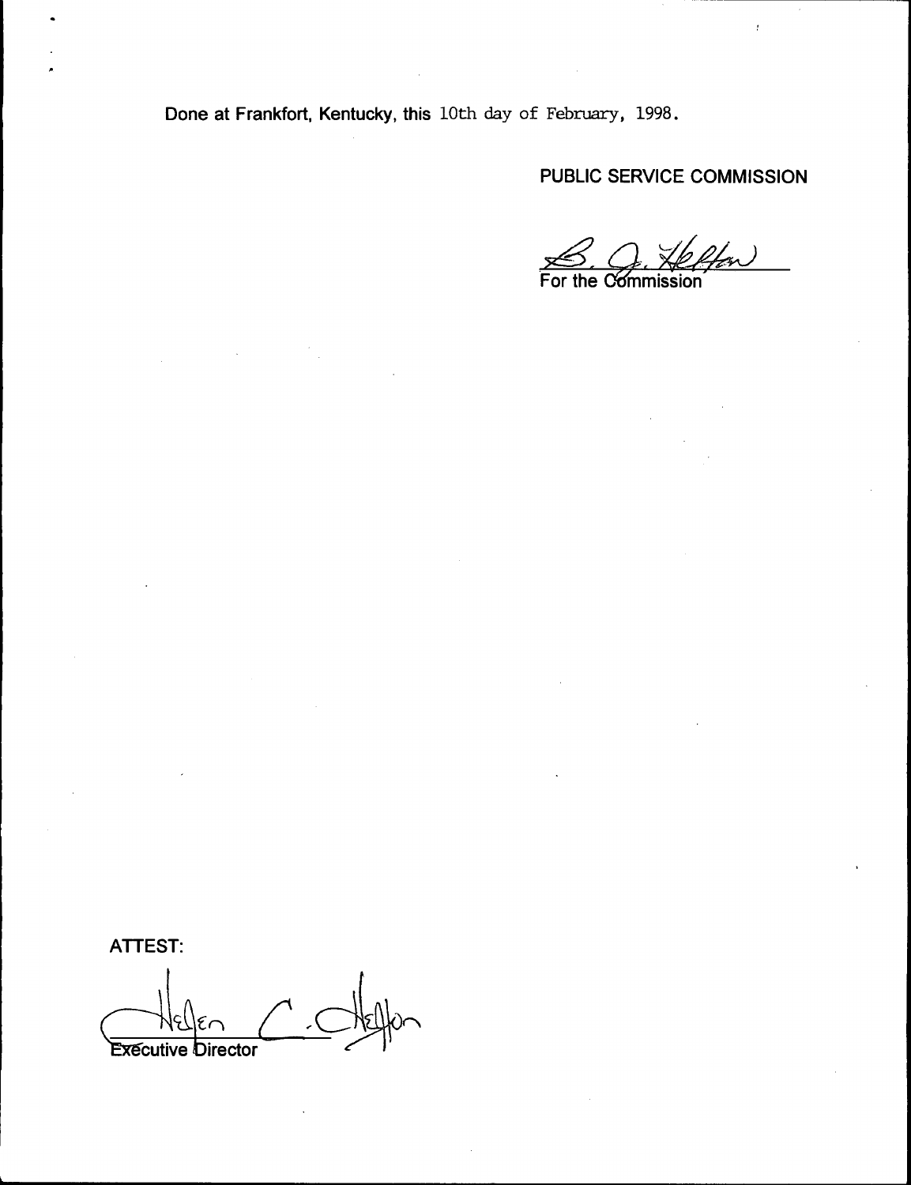Done at Frankfort, Kentucky, this 10th day of February, 1998.

PUBLIC SERVICE COMMISSION

For the Commission

ATTEST:

Executive Director